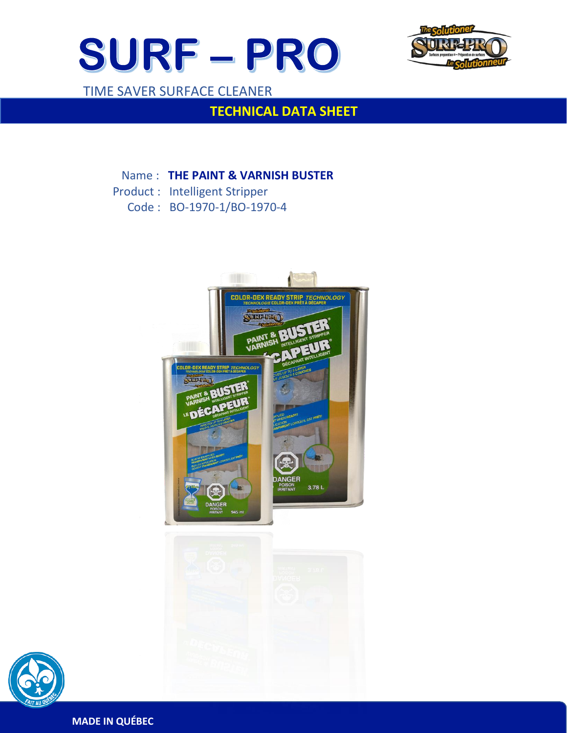# SURF – PRO

TIME SAVER SURFACE CLEANER

## TECHNICAL DATA SHEET

Name : **THE PAINT & VARNISH BUSTER**

Product : Intelligent Stripper

Code : BO-1970-1/BO-1970-4

**MADE IN QUÉBEC**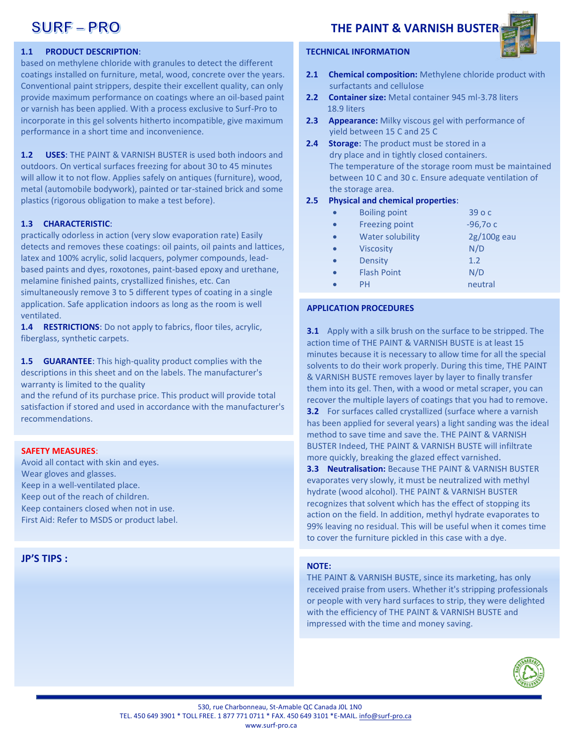# SURF – PRO

# THE PAINT & VARNISH BUSTER

**1.1 PRODUCT DESCRIPTION**:
based on methylene chloride with granules to detect the different coatings installed on furniture, metal, wood, concrete over the years. Conventional paint strippers, despite their excellent quality, can only provide maximum performance on coatings where an oil-based paint or varnish has been applied. With a process exclusive to Surf-Pro to incorporate in this gel solvents hitherto incompatible, give maximum performance in a short time and inconvenience.

**1.2 USES**: THE PAINT & VARNISH BUSTER is used both indoors and outdoors. On vertical surfaces freezing for about 30 to 45 minutes will allow it to not flow. Applies safely on antiques (furniture), wood, metal (automobile bodywork), painted or tar-stained brick and some plastics (rigorous obligation to make a test before).

**1.3 CHARACTERISTIC**:
practically odorless in action (very slow evaporation rate) Easily detects and removes these coatings: oil paints, oil paints and lattices, latex and 100% acrylic, solid lacquers, polymer compounds, lead-based paints and dyes, roxotones, paint-based epoxy and urethane, melamine finished paints, crystallized finishes, etc. Can simultaneously remove 3 to 5 different types of coating in a single application. Safe application indoors as long as the room is well ventilated.

**1.4 RESTRICTIONS**: Do not apply to fabrics, floor tiles, acrylic, fiberglass, synthetic carpets.

**1.5 GUARANTEE**: This high-quality product complies with the descriptions in this sheet and on the labels. The manufacturer's warranty is limited to the quality
and the refund of its purchase price. This product will provide total satisfaction if stored and used in accordance with the manufacturer's recommendations.

**SAFETY MEASURES**:
Avoid all contact with skin and eyes.
Wear gloves and glasses.
Keep in a well-ventilated place.
Keep out of the reach of children.
Keep containers closed when not in use.
First Aid: Refer to MSDS or product label.

## JP'S TIPS :

## TECHNICAL INFORMATION

**2.1 Chemical composition:** Methylene chloride product with surfactants and cellulose

**2.2 Container size:** Metal container 945 ml-3.78 liters 18.9 liters

**2.3 Appearance:** Milky viscous gel with performance of yield between 15 C and 25 C

**2.4 Storage:** The product must be stored in a dry place and in tightly closed containers. The temperature of the storage room must be maintained between 10 C and 30 c. Ensure adequate ventilation of the storage area.

**2.5 Physical and chemical properties**:

- Boiling point — 39 o c
- Freezing point — -96,7o c
- Water solubility — 2g/100g eau
- Viscosity — N/D
- Density — 1.2
- Flash Point — N/D
- PH — neutral

## APPLICATION PROCEDURES

**3.1** Apply with a silk brush on the surface to be stripped. The action time of THE PAINT & VARNISH BUSTE is at least 15 minutes because it is necessary to allow time for all the special solvents to do their work properly. During this time, THE PAINT & VARNISH BUSTE removes layer by layer to finally transfer them into its gel. Then, with a wood or metal scraper, you can recover the multiple layers of coatings that you had to remove.

**3.2** For surfaces called crystallized (surface where a varnish has been applied for several years) a light sanding was the ideal method to save time and save the. THE PAINT & VARNISH BUSTER Indeed, THE PAINT & VARNISH BUSTE will infiltrate more quickly, breaking the glazed effect varnished.

**3.3 Neutralisation:** Because THE PAINT & VARNISH BUSTER evaporates very slowly, it must be neutralized with methyl hydrate (wood alcohol). THE PAINT & VARNISH BUSTER recognizes that solvent which has the effect of stopping its action on the field. In addition, methyl hydrate evaporates to 99% leaving no residual. This will be useful when it comes time to cover the furniture pickled in this case with a dye.

**NOTE:**
THE PAINT & VARNISH BUSTE, since its marketing, has only received praise from users. Whether it's stripping professionals or people with very hard surfaces to strip, they were delighted with the efficiency of THE PAINT & VARNISH BUSTE and impressed with the time and money saving.

530, rue Charbonneau, St-Amable QC Canada J0L 1N0
TEL. 450 649 3901 * TOLL FREE. 1 877 771 0711 * FAX. 450 649 3101 *E-MAIL. info@surf-pro.ca
www.surf-pro.ca